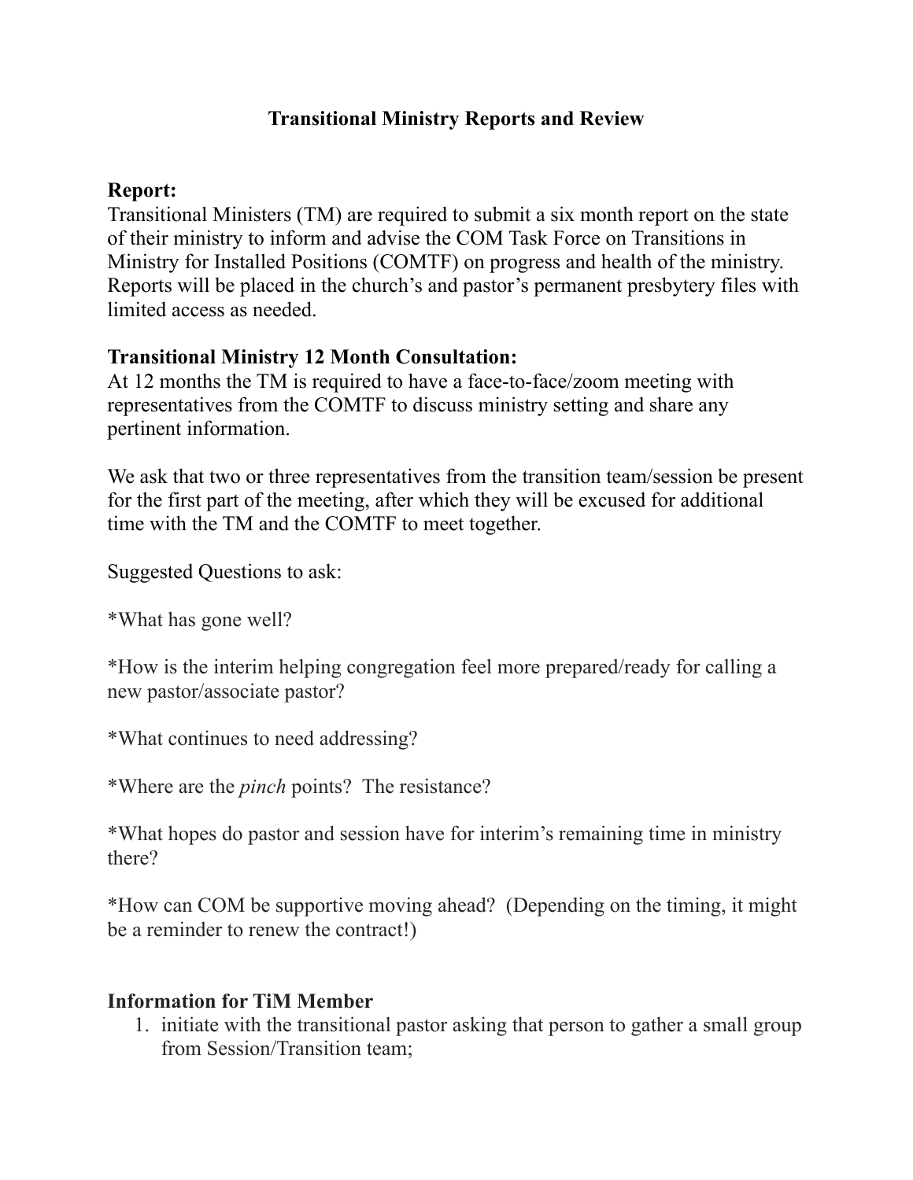# Transitional Ministry Reports and Review

**Report:**
Transitional Ministers (TM) are required to submit a six month report on the state of their ministry to inform and advise the COM Task Force on Transitions in Ministry for Installed Positions (COMTF) on progress and health of the ministry. Reports will be placed in the church's and pastor's permanent presbytery files with limited access as needed.

**Transitional Ministry 12 Month Consultation:**
At 12 months the TM is required to have a face-to-face/zoom meeting with representatives from the COMTF to discuss ministry setting and share any pertinent information.

We ask that two or three representatives from the transition team/session be present for the first part of the meeting, after which they will be excused for additional time with the TM and the COMTF to meet together.

Suggested Questions to ask:

*What has gone well?

*How is the interim helping congregation feel more prepared/ready for calling a new pastor/associate pastor?

*What continues to need addressing?

*Where are the *pinch* points? The resistance?

*What hopes do pastor and session have for interim's remaining time in ministry there?

*How can COM be supportive moving ahead? (Depending on the timing, it might be a reminder to renew the contract!)

**Information for TiM Member**

1. initiate with the transitional pastor asking that person to gather a small group from Session/Transition team;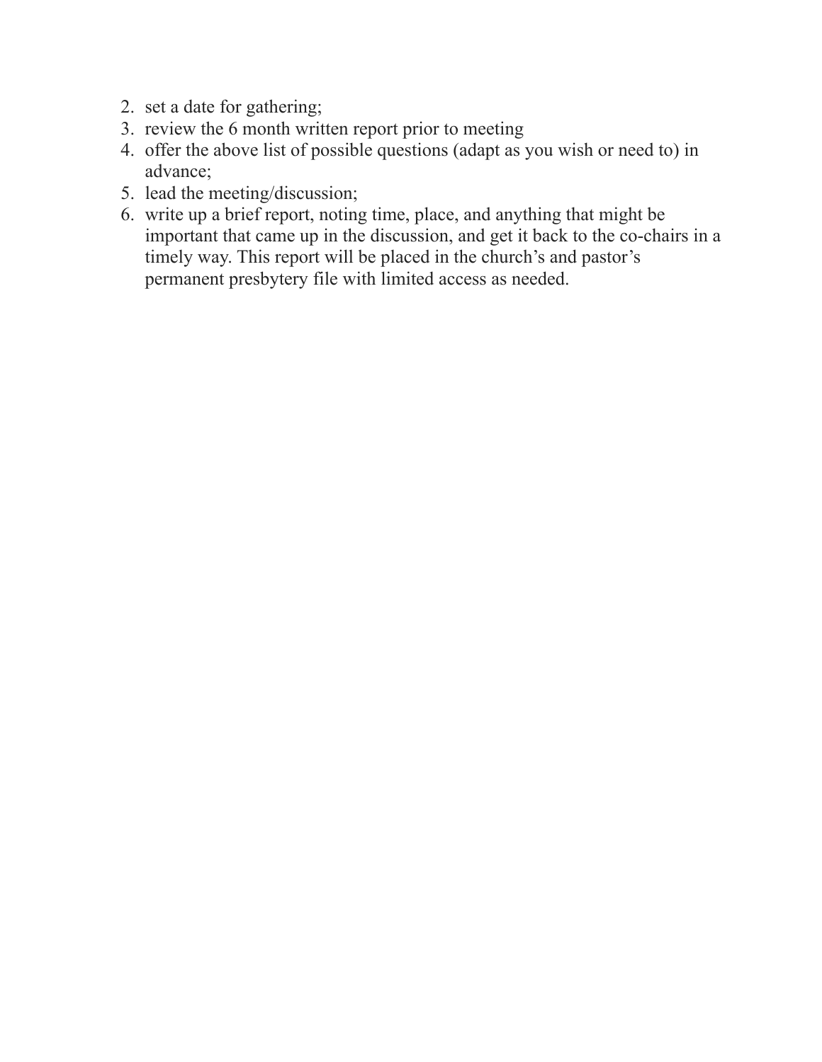2. set a date for gathering;
3. review the 6 month written report prior to meeting
4. offer the above list of possible questions (adapt as you wish or need to) in advance;
5. lead the meeting/discussion;
6. write up a brief report, noting time, place, and anything that might be important that came up in the discussion, and get it back to the co-chairs in a timely way. This report will be placed in the church's and pastor's permanent presbytery file with limited access as needed.